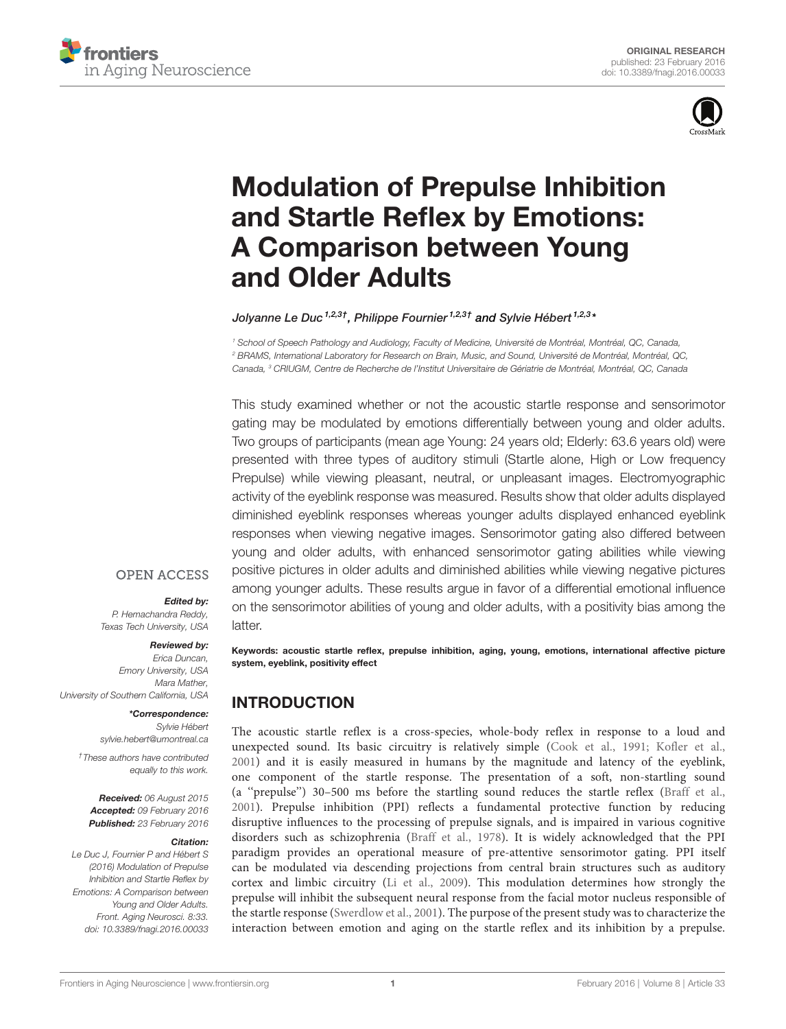ORIGINAL RESEARCH
published: 23 February 2016
doi: 10.3389/fnagi.2016.00033

# Modulation of Prepulse Inhibition and Startle Reflex by Emotions: A Comparison between Young and Older Adults

*Jolyanne Le Duc*[1,2,3†], *Philippe Fournier*[1,2,3†] and *Sylvie Hébert*[1,2,3*]

[1] School of Speech Pathology and Audiology, Faculty of Medicine, Université de Montréal, Montréal, QC, Canada, [2] BRAMS, International Laboratory for Research on Brain, Music, and Sound, Université de Montréal, Montréal, QC, Canada, [3] CRIUGM, Centre de Recherche de l'Institut Universitaire de Gériatrie de Montréal, Montréal, QC, Canada

This study examined whether or not the acoustic startle response and sensorimotor gating may be modulated by emotions differentially between young and older adults. Two groups of participants (mean age Young: 24 years old; Elderly: 63.6 years old) were presented with three types of auditory stimuli (Startle alone, High or Low frequency Prepulse) while viewing pleasant, neutral, or unpleasant images. Electromyographic activity of the eyeblink response was measured. Results show that older adults displayed diminished eyeblink responses whereas younger adults displayed enhanced eyeblink responses when viewing negative images. Sensorimotor gating also differed between young and older adults, with enhanced sensorimotor gating abilities while viewing positive pictures in older adults and diminished abilities while viewing negative pictures among younger adults. These results argue in favor of a differential emotional influence on the sensorimotor abilities of young and older adults, with a positivity bias among the latter.

**Keywords: acoustic startle reflex, prepulse inhibition, aging, young, emotions, international affective picture system, eyeblink, positivity effect**

OPEN ACCESS

***Edited by:***
*P. Hemachandra Reddy, Texas Tech University, USA*

***Reviewed by:***
*Erica Duncan, Emory University, USA*
*Mara Mather, University of Southern California, USA*

***\*Correspondence:***
*Sylvie Hébert*
*sylvie.hebert@umontreal.ca*

*† These authors have contributed equally to this work.*

***Received:*** *06 August 2015*
***Accepted:*** *09 February 2016*
***Published:*** *23 February 2016*

***Citation:***
*Le Duc J, Fournier P and Hébert S (2016) Modulation of Prepulse Inhibition and Startle Reflex by Emotions: A Comparison between Young and Older Adults. Front. Aging Neurosci. 8:33. doi: 10.3389/fnagi.2016.00033*

## INTRODUCTION

The acoustic startle reflex is a cross-species, whole-body reflex in response to a loud and unexpected sound. Its basic circuitry is relatively simple (Cook et al., 1991; Kofler et al., 2001) and it is easily measured in humans by the magnitude and latency of the eyeblink, one component of the startle response. The presentation of a soft, non-startling sound (a "prepulse") 30–500 ms before the startling sound reduces the startle reflex (Braff et al., 2001). Prepulse inhibition (PPI) reflects a fundamental protective function by reducing disruptive influences to the processing of prepulse signals, and is impaired in various cognitive disorders such as schizophrenia (Braff et al., 1978). It is widely acknowledged that the PPI paradigm provides an operational measure of pre-attentive sensorimotor gating. PPI itself can be modulated via descending projections from central brain structures such as auditory cortex and limbic circuitry (Li et al., 2009). This modulation determines how strongly the prepulse will inhibit the subsequent neural response from the facial motor nucleus responsible of the startle response (Swerdlow et al., 2001). The purpose of the present study was to characterize the interaction between emotion and aging on the startle reflex and its inhibition by a prepulse.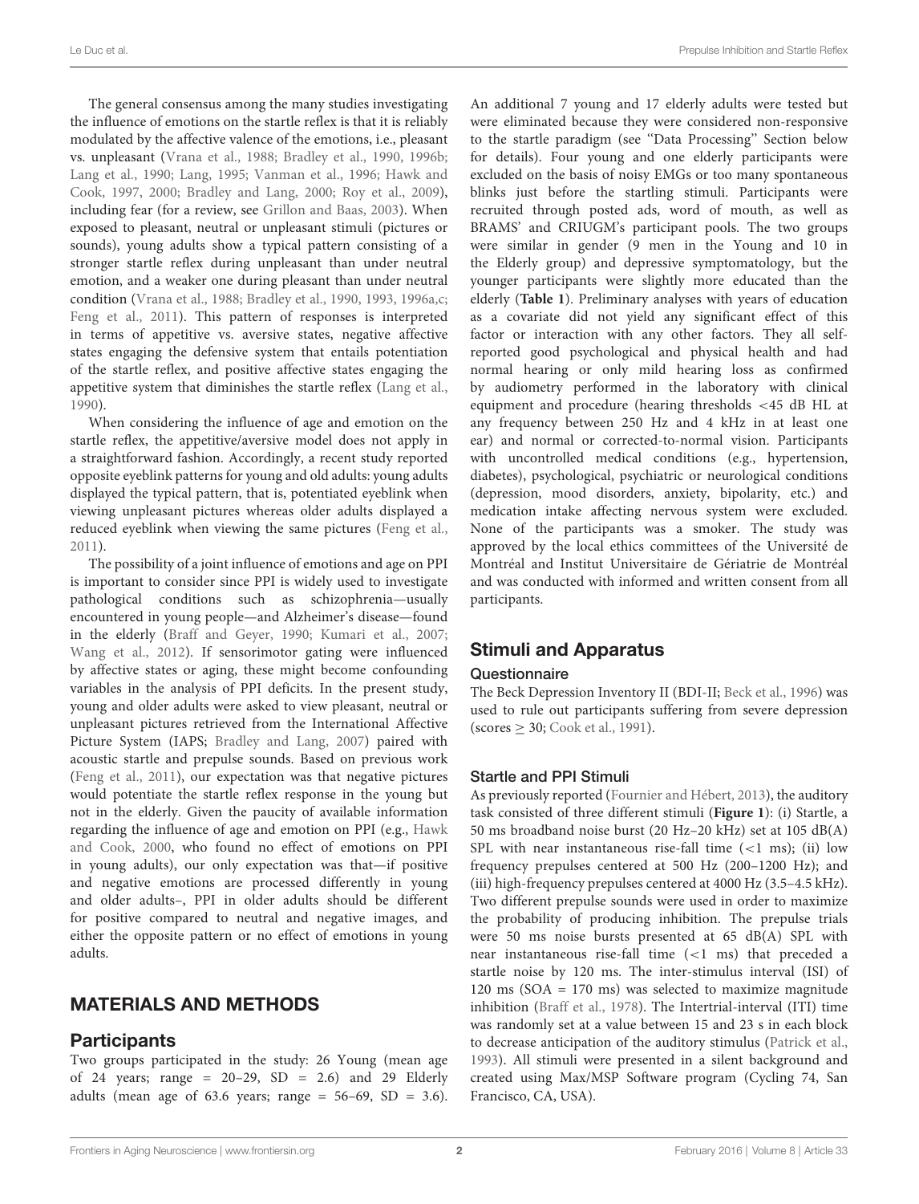The general consensus among the many studies investigating the influence of emotions on the startle reflex is that it is reliably modulated by the affective valence of the emotions, i.e., pleasant vs. unpleasant (Vrana et al., 1988; Bradley et al., 1990, 1996b; Lang et al., 1990; Lang, 1995; Vanman et al., 1996; Hawk and Cook, 1997, 2000; Bradley and Lang, 2000; Roy et al., 2009), including fear (for a review, see Grillon and Baas, 2003). When exposed to pleasant, neutral or unpleasant stimuli (pictures or sounds), young adults show a typical pattern consisting of a stronger startle reflex during unpleasant than under neutral emotion, and a weaker one during pleasant than under neutral condition (Vrana et al., 1988; Bradley et al., 1990, 1993, 1996a,c; Feng et al., 2011). This pattern of responses is interpreted in terms of appetitive vs. aversive states, negative affective states engaging the defensive system that entails potentiation of the startle reflex, and positive affective states engaging the appetitive system that diminishes the startle reflex (Lang et al., 1990).

When considering the influence of age and emotion on the startle reflex, the appetitive/aversive model does not apply in a straightforward fashion. Accordingly, a recent study reported opposite eyeblink patterns for young and old adults: young adults displayed the typical pattern, that is, potentiated eyeblink when viewing unpleasant pictures whereas older adults displayed a reduced eyeblink when viewing the same pictures (Feng et al., 2011).

The possibility of a joint influence of emotions and age on PPI is important to consider since PPI is widely used to investigate pathological conditions such as schizophrenia—usually encountered in young people—and Alzheimer's disease—found in the elderly (Braff and Geyer, 1990; Kumari et al., 2007; Wang et al., 2012). If sensorimotor gating were influenced by affective states or aging, these might become confounding variables in the analysis of PPI deficits. In the present study, young and older adults were asked to view pleasant, neutral or unpleasant pictures retrieved from the International Affective Picture System (IAPS; Bradley and Lang, 2007) paired with acoustic startle and prepulse sounds. Based on previous work (Feng et al., 2011), our expectation was that negative pictures would potentiate the startle reflex response in the young but not in the elderly. Given the paucity of available information regarding the influence of age and emotion on PPI (e.g., Hawk and Cook, 2000, who found no effect of emotions on PPI in young adults), our only expectation was that—if positive and negative emotions are processed differently in young and older adults–, PPI in older adults should be different for positive compared to neutral and negative images, and either the opposite pattern or no effect of emotions in young adults.

## MATERIALS AND METHODS

### Participants

Two groups participated in the study: 26 Young (mean age of 24 years; range = 20–29, SD = 2.6) and 29 Elderly adults (mean age of 63.6 years; range = 56–69, SD = 3.6). An additional 7 young and 17 elderly adults were tested but were eliminated because they were considered non-responsive to the startle paradigm (see "Data Processing" Section below for details). Four young and one elderly participants were excluded on the basis of noisy EMGs or too many spontaneous blinks just before the startling stimuli. Participants were recruited through posted ads, word of mouth, as well as BRAMS' and CRIUGM's participant pools. The two groups were similar in gender (9 men in the Young and 10 in the Elderly group) and depressive symptomatology, but the younger participants were slightly more educated than the elderly (**Table 1**). Preliminary analyses with years of education as a covariate did not yield any significant effect of this factor or interaction with any other factors. They all self-reported good psychological and physical health and had normal hearing or only mild hearing loss as confirmed by audiometry performed in the laboratory with clinical equipment and procedure (hearing thresholds <45 dB HL at any frequency between 250 Hz and 4 kHz in at least one ear) and normal or corrected-to-normal vision. Participants with uncontrolled medical conditions (e.g., hypertension, diabetes), psychological, psychiatric or neurological conditions (depression, mood disorders, anxiety, bipolarity, etc.) and medication intake affecting nervous system were excluded. None of the participants was a smoker. The study was approved by the local ethics committees of the Université de Montréal and Institut Universitaire de Gériatrie de Montréal and was conducted with informed and written consent from all participants.

### Stimuli and Apparatus

#### Questionnaire

The Beck Depression Inventory II (BDI-II; Beck et al., 1996) was used to rule out participants suffering from severe depression (scores ≥ 30; Cook et al., 1991).

#### Startle and PPI Stimuli

As previously reported (Fournier and Hébert, 2013), the auditory task consisted of three different stimuli (**Figure 1**): (i) Startle, a 50 ms broadband noise burst (20 Hz–20 kHz) set at 105 dB(A) SPL with near instantaneous rise-fall time (<1 ms); (ii) low frequency prepulses centered at 500 Hz (200–1200 Hz); and (iii) high-frequency prepulses centered at 4000 Hz (3.5–4.5 kHz). Two different prepulse sounds were used in order to maximize the probability of producing inhibition. The prepulse trials were 50 ms noise bursts presented at 65 dB(A) SPL with near instantaneous rise-fall time (<1 ms) that preceded a startle noise by 120 ms. The inter-stimulus interval (ISI) of 120 ms (SOA = 170 ms) was selected to maximize magnitude inhibition (Braff et al., 1978). The Intertrial-interval (ITI) time was randomly set at a value between 15 and 23 s in each block to decrease anticipation of the auditory stimulus (Patrick et al., 1993). All stimuli were presented in a silent background and created using Max/MSP Software program (Cycling 74, San Francisco, CA, USA).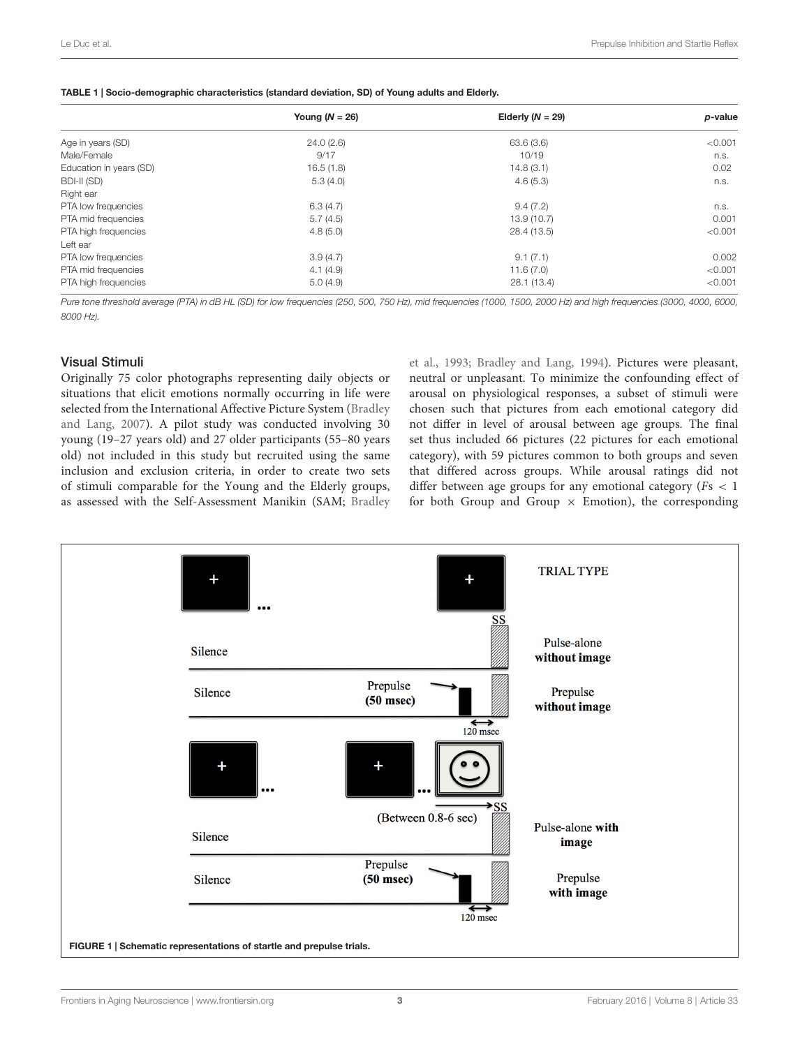**TABLE 1 | Socio-demographic characteristics (standard deviation, SD) of Young adults and Elderly.**

| | Young (*N* = 26) | Elderly (*N* = 29) | *p*-value |
|---|---|---|---|
| Age in years (SD) | 24.0 (2.6) | 63.6 (3.6) | <0.001 |
| Male/Female | 9/17 | 10/19 | n.s. |
| Education in years (SD) | 16.5 (1.8) | 14.8 (3.1) | 0.02 |
| BDI-II (SD) | 5.3 (4.0) | 4.6 (5.3) | n.s. |
| Right ear | | | |
| PTA low frequencies | 6.3 (4.7) | 9.4 (7.2) | n.s. |
| PTA mid frequencies | 5.7 (4.5) | 13.9 (10.7) | 0.001 |
| PTA high frequencies | 4.8 (5.0) | 28.4 (13.5) | <0.001 |
| Left ear | | | |
| PTA low frequencies | 3.9 (4.7) | 9.1 (7.1) | 0.002 |
| PTA mid frequencies | 4.1 (4.9) | 11.6 (7.0) | <0.001 |
| PTA high frequencies | 5.0 (4.9) | 28.1 (13.4) | <0.001 |

*Pure tone threshold average (PTA) in dB HL (SD) for low frequencies (250, 500, 750 Hz), mid frequencies (1000, 1500, 2000 Hz) and high frequencies (3000, 4000, 6000, 8000 Hz).*

### Visual Stimuli

Originally 75 color photographs representing daily objects or situations that elicit emotions normally occurring in life were selected from the International Affective Picture System (Bradley and Lang, 2007). A pilot study was conducted involving 30 young (19–27 years old) and 27 older participants (55–80 years old) not included in this study but recruited using the same inclusion and exclusion criteria, in order to create two sets of stimuli comparable for the Young and the Elderly groups, as assessed with the Self-Assessment Manikin (SAM; Bradley et al., 1993; Bradley and Lang, 1994). Pictures were pleasant, neutral or unpleasant. To minimize the confounding effect of arousal on physiological responses, a subset of stimuli were chosen such that pictures from each emotional category did not differ in level of arousal between age groups. The final set thus included 66 pictures (22 pictures for each emotional category), with 59 pictures common to both groups and seven that differed across groups. While arousal ratings did not differ between age groups for any emotional category ($Fs < 1$ for both Group and Group × Emotion), the corresponding

**FIGURE 1 | Schematic representations of startle and prepulse trials.**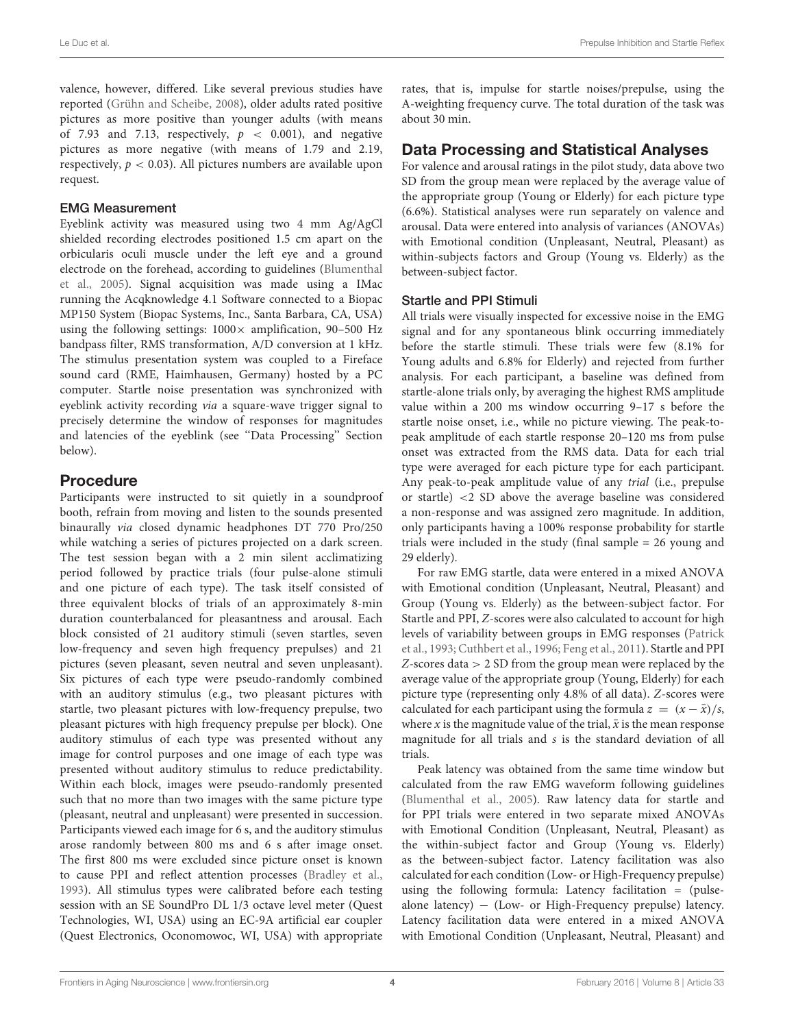valence, however, differed. Like several previous studies have reported (Grühn and Scheibe, 2008), older adults rated positive pictures as more positive than younger adults (with means of 7.93 and 7.13, respectively, $p < 0.001$), and negative pictures as more negative (with means of 1.79 and 2.19, respectively, $p < 0.03$). All pictures numbers are available upon request.

### EMG Measurement

Eyeblink activity was measured using two 4 mm Ag/AgCl shielded recording electrodes positioned 1.5 cm apart on the orbicularis oculi muscle under the left eye and a ground electrode on the forehead, according to guidelines (Blumenthal et al., 2005). Signal acquisition was made using a IMac running the Acqknowledge 4.1 Software connected to a Biopac MP150 System (Biopac Systems, Inc., Santa Barbara, CA, USA) using the following settings: 1000× amplification, 90–500 Hz bandpass filter, RMS transformation, A/D conversion at 1 kHz. The stimulus presentation system was coupled to a Fireface sound card (RME, Haimhausen, Germany) hosted by a PC computer. Startle noise presentation was synchronized with eyeblink activity recording *via* a square-wave trigger signal to precisely determine the window of responses for magnitudes and latencies of the eyeblink (see "Data Processing" Section below).

## Procedure

Participants were instructed to sit quietly in a soundproof booth, refrain from moving and listen to the sounds presented binaurally *via* closed dynamic headphones DT 770 Pro/250 while watching a series of pictures projected on a dark screen. The test session began with a 2 min silent acclimatizing period followed by practice trials (four pulse-alone stimuli and one picture of each type). The task itself consisted of three equivalent blocks of trials of an approximately 8-min duration counterbalanced for pleasantness and arousal. Each block consisted of 21 auditory stimuli (seven startles, seven low-frequency and seven high frequency prepulses) and 21 pictures (seven pleasant, seven neutral and seven unpleasant). Six pictures of each type were pseudo-randomly combined with an auditory stimulus (e.g., two pleasant pictures with startle, two pleasant pictures with low-frequency prepulse, two pleasant pictures with high frequency prepulse per block). One auditory stimulus of each type was presented without any image for control purposes and one image of each type was presented without auditory stimulus to reduce predictability. Within each block, images were pseudo-randomly presented such that no more than two images with the same picture type (pleasant, neutral and unpleasant) were presented in succession. Participants viewed each image for 6 s, and the auditory stimulus arose randomly between 800 ms and 6 s after image onset. The first 800 ms were excluded since picture onset is known to cause PPI and reflect attention processes (Bradley et al., 1993). All stimulus types were calibrated before each testing session with an SE SoundPro DL 1/3 octave level meter (Quest Technologies, WI, USA) using an EC-9A artificial ear coupler (Quest Electronics, Oconomowoc, WI, USA) with appropriate rates, that is, impulse for startle noises/prepulse, using the A-weighting frequency curve. The total duration of the task was about 30 min.

## Data Processing and Statistical Analyses

For valence and arousal ratings in the pilot study, data above two SD from the group mean were replaced by the average value of the appropriate group (Young or Elderly) for each picture type (6.6%). Statistical analyses were run separately on valence and arousal. Data were entered into analysis of variances (ANOVAs) with Emotional condition (Unpleasant, Neutral, Pleasant) as within-subjects factors and Group (Young vs. Elderly) as the between-subject factor.

### Startle and PPI Stimuli

All trials were visually inspected for excessive noise in the EMG signal and for any spontaneous blink occurring immediately before the startle stimuli. These trials were few (8.1% for Young adults and 6.8% for Elderly) and rejected from further analysis. For each participant, a baseline was defined from startle-alone trials only, by averaging the highest RMS amplitude value within a 200 ms window occurring 9–17 s before the startle noise onset, i.e., while no picture viewing. The peak-to-peak amplitude of each startle response 20–120 ms from pulse onset was extracted from the RMS data. Data for each trial type were averaged for each picture type for each participant. Any peak-to-peak amplitude value of any *trial* (i.e., prepulse or startle) <2 SD above the average baseline was considered a non-response and was assigned zero magnitude. In addition, only participants having a 100% response probability for startle trials were included in the study (final sample = 26 young and 29 elderly).

For raw EMG startle, data were entered in a mixed ANOVA with Emotional condition (Unpleasant, Neutral, Pleasant) and Group (Young vs. Elderly) as the between-subject factor. For Startle and PPI, *Z*-scores were also calculated to account for high levels of variability between groups in EMG responses (Patrick et al., 1993; Cuthbert et al., 1996; Feng et al., 2011). Startle and PPI *Z*-scores data > 2 SD from the group mean were replaced by the average value of the appropriate group (Young, Elderly) for each picture type (representing only 4.8% of all data). *Z*-scores were calculated for each participant using the formula $z = (x - \bar{x})/s$, where $x$ is the magnitude value of the trial, $\bar{x}$ is the mean response magnitude for all trials and $s$ is the standard deviation of all trials.

Peak latency was obtained from the same time window but calculated from the raw EMG waveform following guidelines (Blumenthal et al., 2005). Raw latency data for startle and for PPI trials were entered in two separate mixed ANOVAs with Emotional Condition (Unpleasant, Neutral, Pleasant) as the within-subject factor and Group (Young vs. Elderly) as the between-subject factor. Latency facilitation was also calculated for each condition (Low- or High-Frequency prepulse) using the following formula: Latency facilitation = (pulse-alone latency) − (Low- or High-Frequency prepulse) latency. Latency facilitation data were entered in a mixed ANOVA with Emotional Condition (Unpleasant, Neutral, Pleasant) and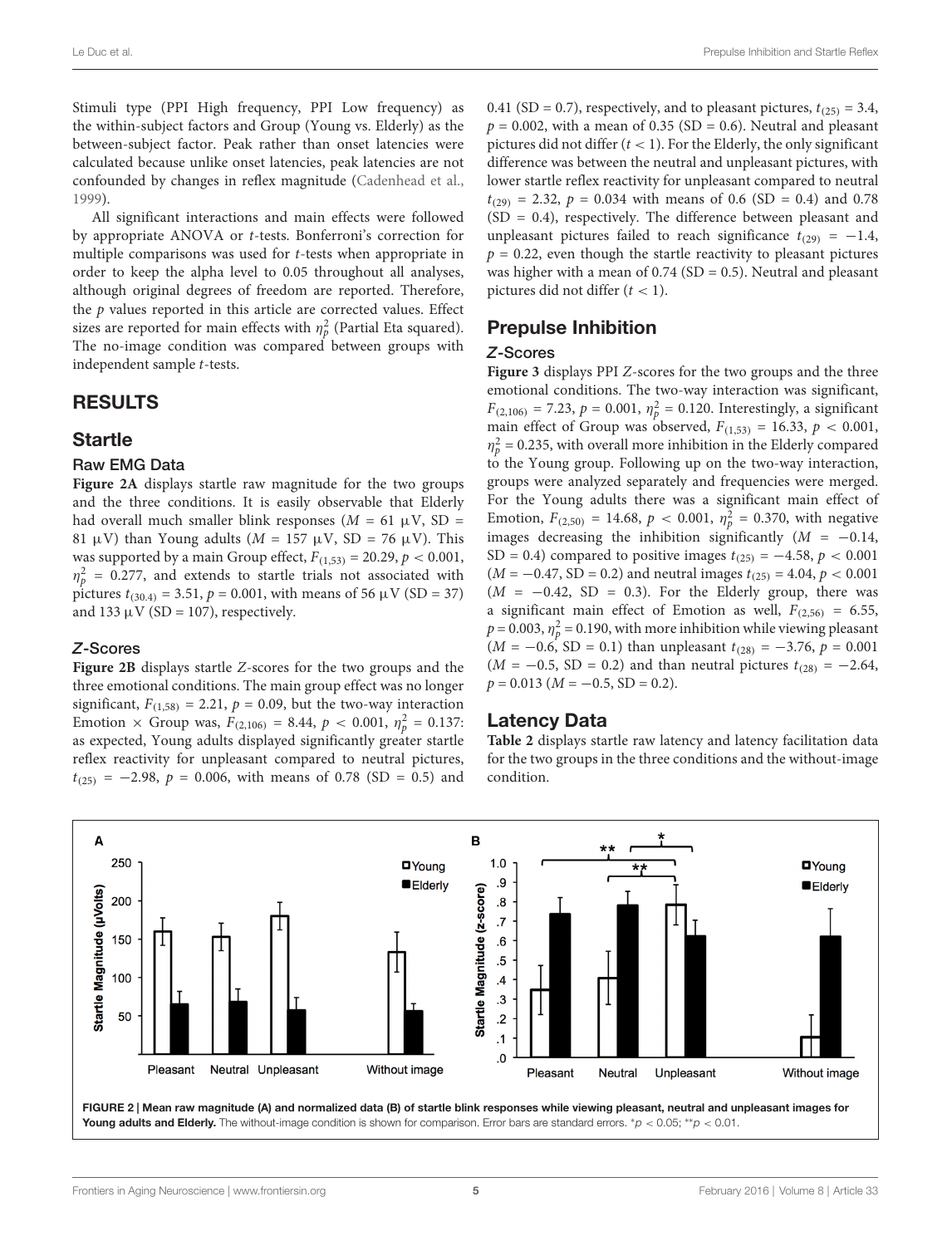Stimuli type (PPI High frequency, PPI Low frequency) as the within-subject factors and Group (Young vs. Elderly) as the between-subject factor. Peak rather than onset latencies were calculated because unlike onset latencies, peak latencies are not confounded by changes in reflex magnitude (Cadenhead et al., 1999).

All significant interactions and main effects were followed by appropriate ANOVA or *t*-tests. Bonferroni's correction for multiple comparisons was used for *t*-tests when appropriate in order to keep the alpha level to 0.05 throughout all analyses, although original degrees of freedom are reported. Therefore, the *p* values reported in this article are corrected values. Effect sizes are reported for main effects with $\eta_p^2$ (Partial Eta squared). The no-image condition was compared between groups with independent sample *t*-tests.

## RESULTS

### Startle

#### Raw EMG Data

**Figure 2A** displays startle raw magnitude for the two groups and the three conditions. It is easily observable that Elderly had overall much smaller blink responses ($M = 61$ µV, SD = 81 µV) than Young adults ($M = 157$ µV, SD = 76 µV). This was supported by a main Group effect, $F_{(1,53)} = 20.29$, $p < 0.001$, $\eta_p^2 = 0.277$, and extends to startle trials not associated with pictures $t_{(30.4)} = 3.51$, $p = 0.001$, with means of 56 µV (SD = 37) and 133 µV (SD = 107), respectively.

#### *Z*-Scores

**Figure 2B** displays startle *Z*-scores for the two groups and the three emotional conditions. The main group effect was no longer significant, $F_{(1,58)} = 2.21$, $p = 0.09$, but the two-way interaction Emotion × Group was, $F_{(2,106)} = 8.44$, $p < 0.001$, $\eta_p^2 = 0.137$: as expected, Young adults displayed significantly greater startle reflex reactivity for unpleasant compared to neutral pictures, $t_{(25)} = -2.98$, $p = 0.006$, with means of 0.78 (SD = 0.5) and 0.41 (SD = 0.7), respectively, and to pleasant pictures, $t_{(25)} = 3.4$, $p = 0.002$, with a mean of 0.35 (SD = 0.6). Neutral and pleasant pictures did not differ ($t < 1$). For the Elderly, the only significant difference was between the neutral and unpleasant pictures, with lower startle reflex reactivity for unpleasant compared to neutral $t_{(29)} = 2.32$, $p = 0.034$ with means of 0.6 (SD = 0.4) and 0.78 (SD = 0.4), respectively. The difference between pleasant and unpleasant pictures failed to reach significance $t_{(29)} = -1.4$, $p = 0.22$, even though the startle reactivity to pleasant pictures was higher with a mean of 0.74 (SD = 0.5). Neutral and pleasant pictures did not differ ($t < 1$).

### Prepulse Inhibition

#### *Z*-Scores

**Figure 3** displays PPI *Z*-scores for the two groups and the three emotional conditions. The two-way interaction was significant, $F_{(2,106)} = 7.23$, $p = 0.001$, $\eta_p^2 = 0.120$. Interestingly, a significant main effect of Group was observed, $F_{(1,53)} = 16.33$, $p < 0.001$, $\eta_p^2 = 0.235$, with overall more inhibition in the Elderly compared to the Young group. Following up on the two-way interaction, groups were analyzed separately and frequencies were merged. For the Young adults there was a significant main effect of Emotion, $F_{(2,50)} = 14.68$, $p < 0.001$, $\eta_p^2 = 0.370$, with negative images decreasing the inhibition significantly ($M = -0.14$, SD = 0.4) compared to positive images $t_{(25)} = -4.58$, $p < 0.001$ ($M = -0.47$, SD = 0.2) and neutral images $t_{(25)} = 4.04$, $p < 0.001$ ($M = -0.42$, SD = 0.3). For the Elderly group, there was a significant main effect of Emotion as well, $F_{(2,56)} = 6.55$, $p = 0.003$, $\eta_p^2 = 0.190$, with more inhibition while viewing pleasant ($M = -0.6$, SD = 0.1) than unpleasant $t_{(28)} = -3.76$, $p = 0.001$ ($M = -0.5$, SD = 0.2) and than neutral pictures $t_{(28)} = -2.64$, $p = 0.013$ ($M = -0.5$, SD = 0.2).

### Latency Data

**Table 2** displays startle raw latency and latency facilitation data for the two groups in the three conditions and the without-image condition.

**FIGURE 2 | Mean raw magnitude (A) and normalized data (B) of startle blink responses while viewing pleasant, neutral and unpleasant images for Young adults and Elderly.** The without-image condition is shown for comparison. Error bars are standard errors. *$p < 0.05$; **$p < 0.01$.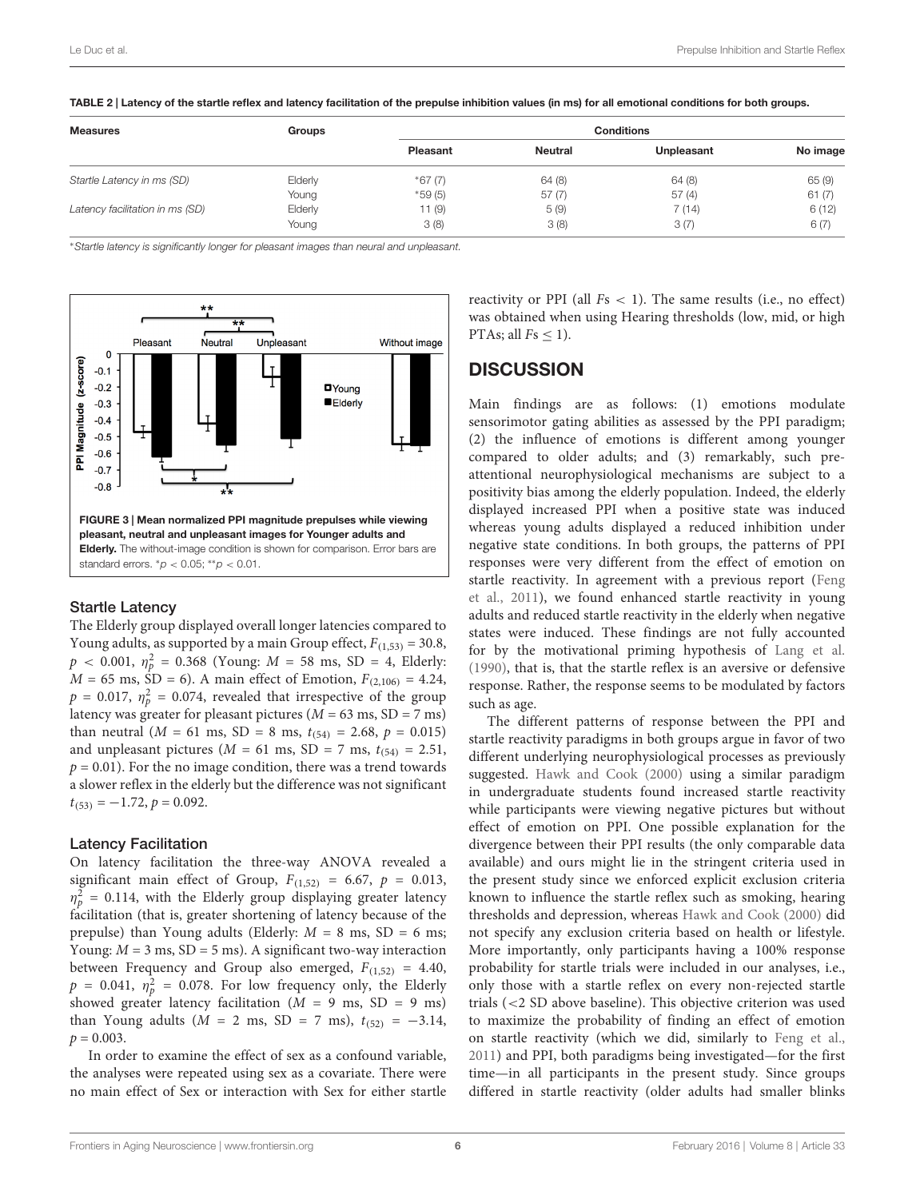**TABLE 2 | Latency of the startle reflex and latency facilitation of the prepulse inhibition values (in ms) for all emotional conditions for both groups.**

| Measures | Groups | Conditions | | | |
|---|---|---|---|---|---|
| | | Pleasant | Neutral | Unpleasant | No image |
| *Startle Latency in ms (SD)* | Elderly | *67 (7) | 64 (8) | 64 (8) | 65 (9) |
| | Young | *59 (5) | 57 (7) | 57 (4) | 61 (7) |
| *Latency facilitation in ms (SD)* | Elderly | 11 (9) | 5 (9) | 7 (14) | 6 (12) |
| | Young | 3 (8) | 3 (8) | 3 (7) | 6 (7) |

*Startle latency is significantly longer for pleasant images than neural and unpleasant.

**FIGURE 3 | Mean normalized PPI magnitude prepulses while viewing pleasant, neutral and unpleasant images for Younger adults and Elderly.** The without-image condition is shown for comparison. Error bars are standard errors. *$p < 0.05$; **$p < 0.01$.

### Startle Latency

The Elderly group displayed overall longer latencies compared to Young adults, as supported by a main Group effect, $F_{(1,53)} = 30.8$, $p < 0.001$, $\eta_p^2 = 0.368$ (Young: $M = 58$ ms, SD = 4, Elderly: $M = 65$ ms, SD = 6). A main effect of Emotion, $F_{(2,106)} = 4.24$, $p = 0.017$, $\eta_p^2 = 0.074$, revealed that irrespective of the group latency was greater for pleasant pictures ($M = 63$ ms, SD = 7 ms) than neutral ($M = 61$ ms, SD = 8 ms, $t_{(54)} = 2.68$, $p = 0.015$) and unpleasant pictures ($M = 61$ ms, SD = 7 ms, $t_{(54)} = 2.51$, $p = 0.01$). For the no image condition, there was a trend towards a slower reflex in the elderly but the difference was not significant $t_{(53)} = -1.72$, $p = 0.092$.

### Latency Facilitation

On latency facilitation the three-way ANOVA revealed a significant main effect of Group, $F_{(1,52)} = 6.67$, $p = 0.013$, $\eta_p^2 = 0.114$, with the Elderly group displaying greater latency facilitation (that is, greater shortening of latency because of the prepulse) than Young adults (Elderly: $M = 8$ ms, SD = 6 ms; Young: $M = 3$ ms, SD = 5 ms). A significant two-way interaction between Frequency and Group also emerged, $F_{(1,52)} = 4.40$, $p = 0.041$, $\eta_p^2 = 0.078$. For low frequency only, the Elderly showed greater latency facilitation ($M = 9$ ms, SD = 9 ms) than Young adults ($M = 2$ ms, SD = 7 ms), $t_{(52)} = -3.14$, $p = 0.003$.

In order to examine the effect of sex as a confound variable, the analyses were repeated using sex as a covariate. There were no main effect of Sex or interaction with Sex for either startle reactivity or PPI (all $Fs < 1$). The same results (i.e., no effect) was obtained when using Hearing thresholds (low, mid, or high PTAs; all $Fs \leq 1$).

## DISCUSSION

Main findings are as follows: (1) emotions modulate sensorimotor gating abilities as assessed by the PPI paradigm; (2) the influence of emotions is different among younger compared to older adults; and (3) remarkably, such pre-attentional neurophysiological mechanisms are subject to a positivity bias among the elderly population. Indeed, the elderly displayed increased PPI when a positive state was induced whereas young adults displayed a reduced inhibition under negative state conditions. In both groups, the patterns of PPI responses were very different from the effect of emotion on startle reactivity. In agreement with a previous report (Feng et al., 2011), we found enhanced startle reactivity in young adults and reduced startle reactivity in the elderly when negative states were induced. These findings are not fully accounted for by the motivational priming hypothesis of Lang et al. (1990), that is, that the startle reflex is an aversive or defensive response. Rather, the response seems to be modulated by factors such as age.

The different patterns of response between the PPI and startle reactivity paradigms in both groups argue in favor of two different underlying neurophysiological processes as previously suggested. Hawk and Cook (2000) using a similar paradigm in undergraduate students found increased startle reactivity while participants were viewing negative pictures but without effect of emotion on PPI. One possible explanation for the divergence between their PPI results (the only comparable data available) and ours might lie in the stringent criteria used in the present study since we enforced explicit exclusion criteria known to influence the startle reflex such as smoking, hearing thresholds and depression, whereas Hawk and Cook (2000) did not specify any exclusion criteria based on health or lifestyle. More importantly, only participants having a 100% response probability for startle trials were included in our analyses, i.e., only those with a startle reflex on every non-rejected startle trials (<2 SD above baseline). This objective criterion was used to maximize the probability of finding an effect of emotion on startle reactivity (which we did, similarly to Feng et al., 2011) and PPI, both paradigms being investigated—for the first time—in all participants in the present study. Since groups differed in startle reactivity (older adults had smaller blinks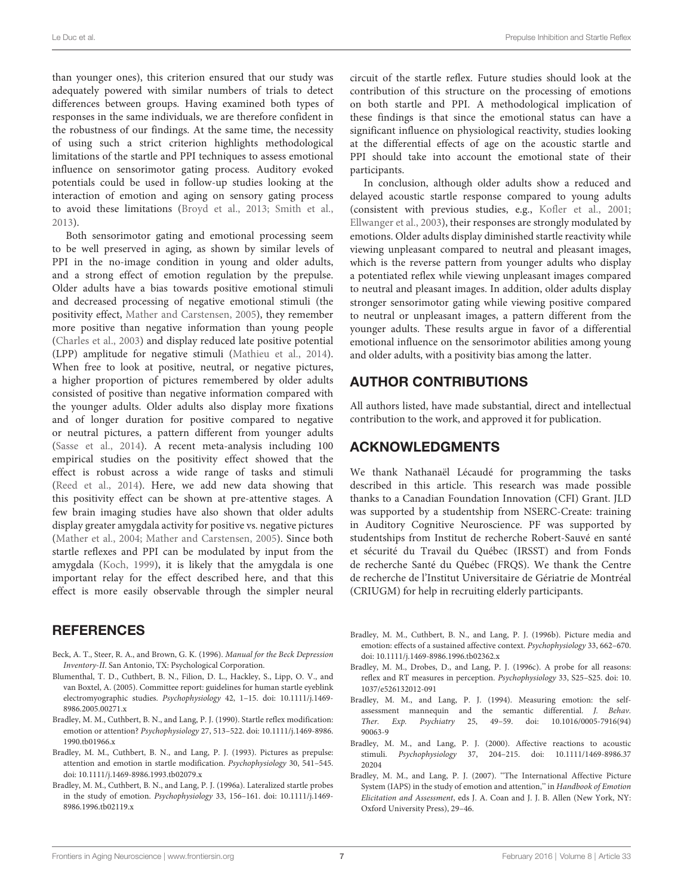than younger ones), this criterion ensured that our study was adequately powered with similar numbers of trials to detect differences between groups. Having examined both types of responses in the same individuals, we are therefore confident in the robustness of our findings. At the same time, the necessity of using such a strict criterion highlights methodological limitations of the startle and PPI techniques to assess emotional influence on sensorimotor gating process. Auditory evoked potentials could be used in follow-up studies looking at the interaction of emotion and aging on sensory gating process to avoid these limitations (Broyd et al., 2013; Smith et al., 2013).

Both sensorimotor gating and emotional processing seem to be well preserved in aging, as shown by similar levels of PPI in the no-image condition in young and older adults, and a strong effect of emotion regulation by the prepulse. Older adults have a bias towards positive emotional stimuli and decreased processing of negative emotional stimuli (the positivity effect, Mather and Carstensen, 2005), they remember more positive than negative information than young people (Charles et al., 2003) and display reduced late positive potential (LPP) amplitude for negative stimuli (Mathieu et al., 2014). When free to look at positive, neutral, or negative pictures, a higher proportion of pictures remembered by older adults consisted of positive than negative information compared with the younger adults. Older adults also display more fixations and of longer duration for positive compared to negative or neutral pictures, a pattern different from younger adults (Sasse et al., 2014). A recent meta-analysis including 100 empirical studies on the positivity effect showed that the effect is robust across a wide range of tasks and stimuli (Reed et al., 2014). Here, we add new data showing that this positivity effect can be shown at pre-attentive stages. A few brain imaging studies have also shown that older adults display greater amygdala activity for positive vs. negative pictures (Mather et al., 2004; Mather and Carstensen, 2005). Since both startle reflexes and PPI can be modulated by input from the amygdala (Koch, 1999), it is likely that the amygdala is one important relay for the effect described here, and that this effect is more easily observable through the simpler neural circuit of the startle reflex. Future studies should look at the contribution of this structure on the processing of emotions on both startle and PPI. A methodological implication of these findings is that since the emotional status can have a significant influence on physiological reactivity, studies looking at the differential effects of age on the acoustic startle and PPI should take into account the emotional state of their participants.

In conclusion, although older adults show a reduced and delayed acoustic startle response compared to young adults (consistent with previous studies, e.g., Kofler et al., 2001; Ellwanger et al., 2003), their responses are strongly modulated by emotions. Older adults display diminished startle reactivity while viewing unpleasant compared to neutral and pleasant images, which is the reverse pattern from younger adults who display a potentiated reflex while viewing unpleasant images compared to neutral and pleasant images. In addition, older adults display stronger sensorimotor gating while viewing positive compared to neutral or unpleasant images, a pattern different from the younger adults. These results argue in favor of a differential emotional influence on the sensorimotor abilities among young and older adults, with a positivity bias among the latter.

## AUTHOR CONTRIBUTIONS

All authors listed, have made substantial, direct and intellectual contribution to the work, and approved it for publication.

## ACKNOWLEDGMENTS

We thank Nathanaël Lécaudé for programming the tasks described in this article. This research was made possible thanks to a Canadian Foundation Innovation (CFI) Grant. JLD was supported by a studentship from NSERC-Create: training in Auditory Cognitive Neuroscience. PF was supported by studentships from Institut de recherche Robert-Sauvé en santé et sécurité du Travail du Québec (IRSST) and from Fonds de recherche Santé du Québec (FRQS). We thank the Centre de recherche de l'Institut Universitaire de Gériatrie de Montréal (CRIUGM) for help in recruiting elderly participants.

## REFERENCES

Beck, A. T., Steer, R. A., and Brown, G. K. (1996). *Manual for the Beck Depression Inventory-II*. San Antonio, TX: Psychological Corporation.

Blumenthal, T. D., Cuthbert, B. N., Filion, D. L., Hackley, S., Lipp, O. V., and van Boxtel, A. (2005). Committee report: guidelines for human startle eyeblink electromyographic studies. *Psychophysiology* 42, 1–15. doi: 10.1111/j.1469-8986.2005.00271.x

Bradley, M. M., Cuthbert, B. N., and Lang, P. J. (1990). Startle reflex modification: emotion or attention? *Psychophysiology* 27, 513–522. doi: 10.1111/j.1469-8986.1990.tb01966.x

Bradley, M. M., Cuthbert, B. N., and Lang, P. J. (1993). Pictures as prepulse: attention and emotion in startle modification. *Psychophysiology* 30, 541–545. doi: 10.1111/j.1469-8986.1993.tb02079.x

Bradley, M. M., Cuthbert, B. N., and Lang, P. J. (1996a). Lateralized startle probes in the study of emotion. *Psychophysiology* 33, 156–161. doi: 10.1111/j.1469-8986.1996.tb02119.x

Bradley, M. M., Cuthbert, B. N., and Lang, P. J. (1996b). Picture media and emotion: effects of a sustained affective context. *Psychophysiology* 33, 662–670. doi: 10.1111/j.1469-8986.1996.tb02362.x

Bradley, M. M., Drobes, D., and Lang, P. J. (1996c). A probe for all reasons: reflex and RT measures in perception. *Psychophysiology* 33, S25–S25. doi: 10.1037/e526132012-091

Bradley, M. M., and Lang, P. J. (1994). Measuring emotion: the self-assessment mannequin and the semantic differential. *J. Behav. Ther. Exp. Psychiatry* 25, 49–59. doi: 10.1016/0005-7916(94)90063-9

Bradley, M. M., and Lang, P. J. (2000). Affective reactions to acoustic stimuli. *Psychophysiology* 37, 204–215. doi: 10.1111/1469-8986.3720204

Bradley, M. M., and Lang, P. J. (2007). "The International Affective Picture System (IAPS) in the study of emotion and attention," in *Handbook of Emotion Elicitation and Assessment*, eds J. A. Coan and J. J. B. Allen (New York, NY: Oxford University Press), 29–46.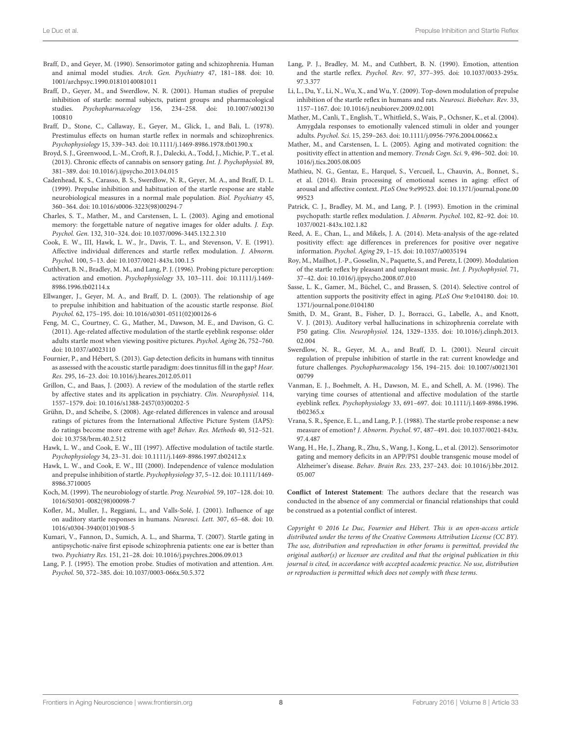Braff, D., and Geyer, M. (1990). Sensorimotor gating and schizophrenia. Human and animal model studies. *Arch. Gen. Psychiatry* 47, 181–188. doi: 10.1001/archpsyc.1990.01810140081011

Braff, D., Geyer, M., and Swerdlow, N. R. (2001). Human studies of prepulse inhibition of startle: normal subjects, patient groups and pharmacological studies. *Psychopharmacology* 156, 234–258. doi: 10.1007/s002130100810

Braff, D., Stone, C., Callaway, E., Geyer, M., Glick, I., and Bali, L. (1978). Prestimulus effects on human startle reflex in normals and schizophrenics. *Psychophysiology* 15, 339–343. doi: 10.1111/j.1469-8986.1978.tb01390.x

Broyd, S. J., Greenwood, L.-M., Croft, R. J., Dalecki, A., Todd, J., Michie, P. T., et al. (2013). Chronic effects of cannabis on sensory gating. *Int. J. Psychophysiol.* 89, 381–389. doi: 10.1016/j.ijpsycho.2013.04.015

Cadenhead, K. S., Carasso, B. S., Swerdlow, N. R., Geyer, M. A., and Braff, D. L. (1999). Prepulse inhibition and habituation of the startle response are stable neurobiological measures in a normal male population. *Biol. Psychiatry* 45, 360–364. doi: 10.1016/s0006-3223(98)00294-7

Charles, S. T., Mather, M., and Carstensen, L. L. (2003). Aging and emotional memory: the forgettable nature of negative images for older adults. *J. Exp. Psychol. Gen.* 132, 310–324. doi: 10.1037/0096-3445.132.2.310

Cook, E. W., III, Hawk, L. W., Jr., Davis, T. L., and Stevenson, V. E. (1991). Affective individual differences and startle reflex modulation. *J. Abnorm. Psychol.* 100, 5–13. doi: 10.1037/0021-843x.100.1.5

Cuthbert, B. N., Bradley, M. M., and Lang, P. J. (1996). Probing picture perception: activation and emotion. *Psychophysiology* 33, 103–111. doi: 10.1111/j.1469-8986.1996.tb02114.x

Ellwanger, J., Geyer, M. A., and Braff, D. L. (2003). The relationship of age to prepulse inhibition and habituation of the acoustic startle response. *Biol. Psychol.* 62, 175–195. doi: 10.1016/s0301-0511(02)00126-6

Feng, M. C., Courtney, C. G., Mather, M., Dawson, M. E., and Davison, G. C. (2011). Age-related affective modulation of the startle eyeblink response: older adults startle most when viewing positive pictures. *Psychol. Aging* 26, 752–760. doi: 10.1037/a0023110

Fournier, P., and Hébert, S. (2013). Gap detection deficits in humans with tinnitus as assessed with the acoustic startle paradigm: does tinnitus fill in the gap? *Hear. Res.* 295, 16–23. doi: 10.1016/j.heares.2012.05.011

Grillon, C., and Baas, J. (2003). A review of the modulation of the startle reflex by affective states and its application in psychiatry. *Clin. Neurophysiol.* 114, 1557–1579. doi: 10.1016/s1388-2457(03)00202-5

Grühn, D., and Scheibe, S. (2008). Age-related differences in valence and arousal ratings of pictures from the International Affective Picture System (IAPS): do ratings become more extreme with age? *Behav. Res. Methods* 40, 512–521. doi: 10.3758/brm.40.2.512

Hawk, L. W., and Cook, E. W., III (1997). Affective modulation of tactile startle. *Psychophysiology* 34, 23–31. doi: 10.1111/j.1469-8986.1997.tb02412.x

Hawk, L. W., and Cook, E. W., III (2000). Independence of valence modulation and prepulse inhibition of startle. *Psychophysiology* 37, 5–12. doi: 10.1111/1469-8986.3710005

Koch, M. (1999). The neurobiology of startle. *Prog. Neurobiol.* 59, 107–128. doi: 10.1016/S0301-0082(98)00098-7

Kofler, M., Muller, J., Reggiani, L., and Valls-Solé, J. (2001). Influence of age on auditory startle responses in humans. *Neurosci. Lett.* 307, 65–68. doi: 10.1016/s0304-3940(01)01908-5

Kumari, V., Fannon, D., Sumich, A. L., and Sharma, T. (2007). Startle gating in antipsychotic-naïve first episode schizophrenia patients: one ear is better than two. *Psychiatry Res.* 151, 21–28. doi: 10.1016/j.psychres.2006.09.013

Lang, P. J. (1995). The emotion probe. Studies of motivation and attention. *Am. Psychol.* 50, 372–385. doi: 10.1037/0003-066x.50.5.372

Lang, P. J., Bradley, M. M., and Cuthbert, B. N. (1990). Emotion, attention and the startle reflex. *Psychol. Rev.* 97, 377–395. doi: 10.1037/0033-295x.97.3.377

Li, L., Du, Y., Li, N., Wu, X., and Wu, Y. (2009). Top-down modulation of prepulse inhibition of the startle reflex in humans and rats. *Neurosci. Biobehav. Rev.* 33, 1157–1167. doi: 10.1016/j.neubiorev.2009.02.001

Mather, M., Canli, T., English, T., Whitfield, S., Wais, P., Ochsner, K., et al. (2004). Amygdala responses to emotionally valenced stimuli in older and younger adults. *Psychol. Sci.* 15, 259–263. doi: 10.1111/j.0956-7976.2004.00662.x

Mather, M., and Carstensen, L. L. (2005). Aging and motivated cognition: the positivity effect in attention and memory. *Trends Cogn. Sci.* 9, 496–502. doi: 10.1016/j.tics.2005.08.005

Mathieu, N. G., Gentaz, E., Harquel, S., Vercueil, L., Chauvin, A., Bonnet, S., et al. (2014). Brain processing of emotional scenes in aging: effect of arousal and affective context. *PLoS One* 9:e99523. doi: 10.1371/journal.pone.0099523

Patrick, C. J., Bradley, M. M., and Lang, P. J. (1993). Emotion in the criminal psychopath: startle reflex modulation. *J. Abnorm. Psychol.* 102, 82–92. doi: 10.1037/0021-843x.102.1.82

Reed, A. E., Chan, L., and Mikels, J. A. (2014). Meta-analysis of the age-related positivity effect: age differences in preferences for positive over negative information. *Psychol. Aging* 29, 1–15. doi: 10.1037/a0035194

Roy, M., Mailhot, J.-P., Gosselin, N., Paquette, S., and Peretz, I. (2009). Modulation of the startle reflex by pleasant and unpleasant music. *Int. J. Psychophysiol.* 71, 37–42. doi: 10.1016/j.ijpsycho.2008.07.010

Sasse, L. K., Gamer, M., Büchel, C., and Brassen, S. (2014). Selective control of attention supports the positivity effect in aging. *PLoS One* 9:e104180. doi: 10.1371/journal.pone.0104180

Smith, D. M., Grant, B., Fisher, D. J., Borracci, G., Labelle, A., and Knott, V. J. (2013). Auditory verbal hallucinations in schizophrenia correlate with P50 gating. *Clin. Neurophysiol.* 124, 1329–1335. doi: 10.1016/j.clinph.2013.02.004

Swerdlow, N. R., Geyer, M. A., and Braff, D. L. (2001). Neural circuit regulation of prepulse inhibition of startle in the rat: current knowledge and future challenges. *Psychopharmacology* 156, 194–215. doi: 10.1007/s002130100799

Vanman, E. J., Boehmelt, A. H., Dawson, M. E., and Schell, A. M. (1996). The varying time courses of attentional and affective modulation of the startle eyeblink reflex. *Psychophysiology* 33, 691–697. doi: 10.1111/j.1469-8986.1996.tb02365.x

Vrana, S. R., Spence, E. L., and Lang, P. J. (1988). The startle probe response: a new measure of emotion? *J. Abnorm. Psychol.* 97, 487–491. doi: 10.1037/0021-843x.97.4.487

Wang, H., He, J., Zhang, R., Zhu, S., Wang, J., Kong, L., et al. (2012). Sensorimotor gating and memory deficits in an APP/PS1 double transgenic mouse model of Alzheimer's disease. *Behav. Brain Res.* 233, 237–243. doi: 10.1016/j.bbr.2012.05.007

**Conflict of Interest Statement**: The authors declare that the research was conducted in the absence of any commercial or financial relationships that could be construed as a potential conflict of interest.

*Copyright © 2016 Le Duc, Fournier and Hébert. This is an open-access article distributed under the terms of the Creative Commons Attribution License (CC BY). The use, distribution and reproduction in other forums is permitted, provided the original author(s) or licensor are credited and that the original publication in this journal is cited, in accordance with accepted academic practice. No use, distribution or reproduction is permitted which does not comply with these terms.*